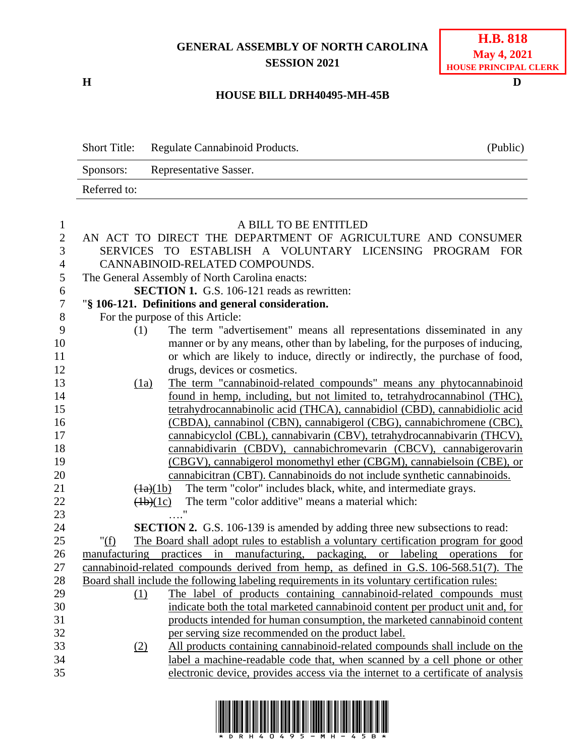**GENERAL ASSEMBLY OF NORTH CAROLINA**
**SESSION 2021**

**H.B. 818**
**May 4, 2021**
**HOUSE PRINCIPAL CLERK**

**H** **D**

# HOUSE BILL DRH40495-MH-45B

| | | |
|---|---|---|
| Short Title: | Regulate Cannabinoid Products. | (Public) |
| Sponsors: | Representative Sasser. | |
| Referred to: | | |

A BILL TO BE ENTITLED

AN ACT TO DIRECT THE DEPARTMENT OF AGRICULTURE AND CONSUMER SERVICES TO ESTABLISH A VOLUNTARY LICENSING PROGRAM FOR CANNABINOID-RELATED COMPOUNDS.

The General Assembly of North Carolina enacts:

**SECTION 1.** G.S. 106-121 reads as rewritten:

"**§ 106-121. Definitions and general consideration.**

For the purpose of this Article:

(1) The term "advertisement" means all representations disseminated in any manner or by any means, other than by labeling, for the purposes of inducing, or which are likely to induce, directly or indirectly, the purchase of food, drugs, devices or cosmetics.

(1a) The term "cannabinoid-related compounds" means any phytocannabinoid found in hemp, including, but not limited to, tetrahydrocannabinol (THC), tetrahydrocannabinolic acid (THCA), cannabidiol (CBD), cannabidiolic acid (CBDA), cannabinol (CBN), cannabigerol (CBG), cannabichromene (CBC), cannabicyclol (CBL), cannabivarin (CBV), tetrahydrocannabivarin (THCV), cannabidivarin (CBDV), cannabichromevarin (CBCV), cannabigerovarin (CBGV), cannabigerol monomethyl ether (CBGM), cannabielsoin (CBE), or cannabicitran (CBT). Cannabinoids do not include synthetic cannabinoids.

~~(1a)~~(1b) The term "color" includes black, white, and intermediate grays.

~~(1b)~~(1c) The term "color additive" means a material which:

…."

**SECTION 2.** G.S. 106-139 is amended by adding three new subsections to read:

"(f) The Board shall adopt rules to establish a voluntary certification program for good manufacturing practices in manufacturing, packaging, or labeling operations for cannabinoid-related compounds derived from hemp, as defined in G.S. 106-568.51(7). The Board shall include the following labeling requirements in its voluntary certification rules:

(1) The label of products containing cannabinoid-related compounds must indicate both the total marketed cannabinoid content per product unit and, for products intended for human consumption, the marketed cannabinoid content per serving size recommended on the product label.

(2) All products containing cannabinoid-related compounds shall include on the label a machine-readable code that, when scanned by a cell phone or other electronic device, provides access via the internet to a certificate of analysis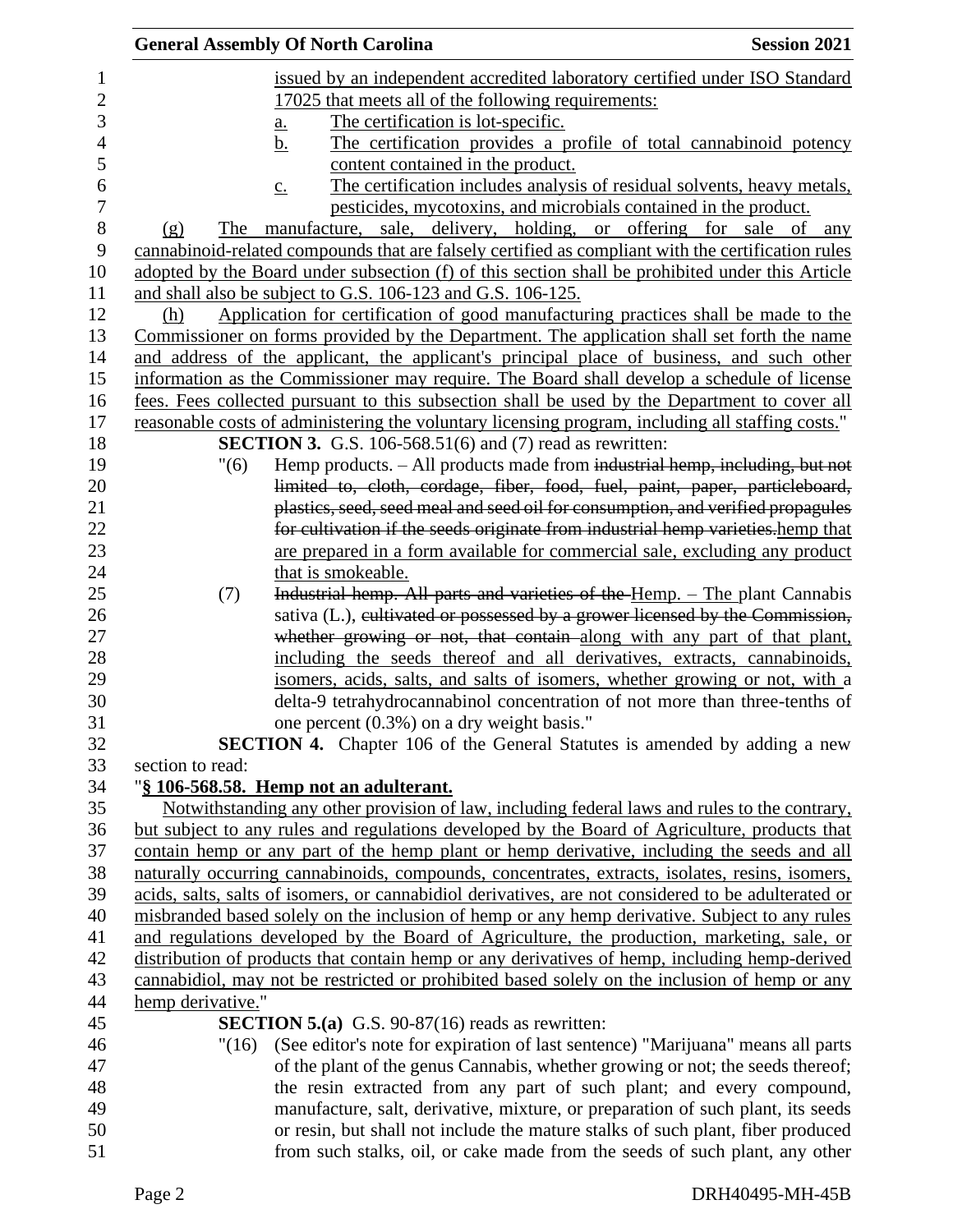issued by an independent accredited laboratory certified under ISO Standard 17025 that meets all of the following requirements:

a. The certification is lot-specific.
b. The certification provides a profile of total cannabinoid potency content contained in the product.
c. The certification includes analysis of residual solvents, heavy metals, pesticides, mycotoxins, and microbials contained in the product.

(g) The manufacture, sale, delivery, holding, or offering for sale of any cannabinoid-related compounds that are falsely certified as compliant with the certification rules adopted by the Board under subsection (f) of this section shall be prohibited under this Article and shall also be subject to G.S. 106-123 and G.S. 106-125.

(h) Application for certification of good manufacturing practices shall be made to the Commissioner on forms provided by the Department. The application shall set forth the name and address of the applicant, the applicant's principal place of business, and such other information as the Commissioner may require. The Board shall develop a schedule of license fees. Fees collected pursuant to this subsection shall be used by the Department to cover all reasonable costs of administering the voluntary licensing program, including all staffing costs."

**SECTION 3.** G.S. 106-568.51(6) and (7) read as rewritten:

"(6) Hemp products. – All products made from ~~industrial hemp, including, but not limited to, cloth, cordage, fiber, food, fuel, paint, paper, particleboard, plastics, seed, seed meal and seed oil for consumption, and verified propagules for cultivation if the seeds originate from industrial hemp varieties.~~hemp that are prepared in a form available for commercial sale, excluding any product that is smokeable.

(7) ~~Industrial hemp. All parts and varieties of the~~ Hemp. – The plant Cannabis sativa (L.), ~~cultivated or possessed by a grower licensed by the Commission, whether growing or not, that contain~~ along with any part of that plant, including the seeds thereof and all derivatives, extracts, cannabinoids, isomers, acids, salts, and salts of isomers, whether growing or not, with a delta-9 tetrahydrocannabinol concentration of not more than three-tenths of one percent (0.3%) on a dry weight basis."

**SECTION 4.** Chapter 106 of the General Statutes is amended by adding a new section to read:

"**§ 106-568.58. Hemp not an adulterant.**

Notwithstanding any other provision of law, including federal laws and rules to the contrary, but subject to any rules and regulations developed by the Board of Agriculture, products that contain hemp or any part of the hemp plant or hemp derivative, including the seeds and all naturally occurring cannabinoids, compounds, concentrates, extracts, isolates, resins, isomers, acids, salts, salts of isomers, or cannabidiol derivatives, are not considered to be adulterated or misbranded based solely on the inclusion of hemp or any hemp derivative. Subject to any rules and regulations developed by the Board of Agriculture, the production, marketing, sale, or distribution of products that contain hemp or any derivatives of hemp, including hemp-derived cannabidiol, may not be restricted or prohibited based solely on the inclusion of hemp or any hemp derivative."

**SECTION 5.(a)** G.S. 90-87(16) reads as rewritten:

"(16) (See editor's note for expiration of last sentence) "Marijuana" means all parts of the plant of the genus Cannabis, whether growing or not; the seeds thereof; the resin extracted from any part of such plant; and every compound, manufacture, salt, derivative, mixture, or preparation of such plant, its seeds or resin, but shall not include the mature stalks of such plant, fiber produced from such stalks, oil, or cake made from the seeds of such plant, any other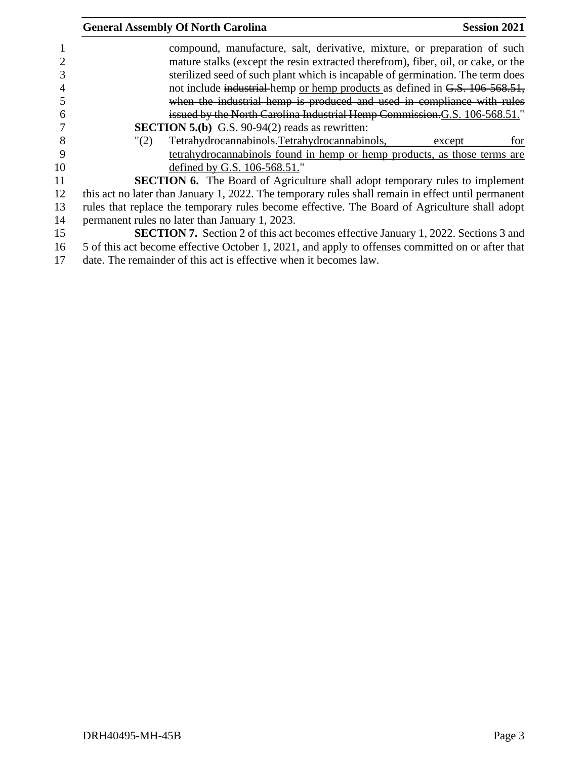compound, manufacture, salt, derivative, mixture, or preparation of such mature stalks (except the resin extracted therefrom), fiber, oil, or cake, or the sterilized seed of such plant which is incapable of germination. The term does not include ~~industrial~~ hemp <u>or hemp products</u> as defined in ~~G.S. 106-568.51, when the industrial hemp is produced and used in compliance with rules issued by the North Carolina Industrial Hemp Commission.~~<u>G.S. 106-568.51</u>."

**SECTION 5.(b)** G.S. 90-94(2) reads as rewritten:

"(2) ~~Tetrahydrocannabinols.~~<u>Tetrahydrocannabinols, except for tetrahydrocannabinols found in hemp or hemp products, as those terms are defined by G.S. 106-568.51</u>."

**SECTION 6.** The Board of Agriculture shall adopt temporary rules to implement this act no later than January 1, 2022. The temporary rules shall remain in effect until permanent rules that replace the temporary rules become effective. The Board of Agriculture shall adopt permanent rules no later than January 1, 2023.

**SECTION 7.** Section 2 of this act becomes effective January 1, 2022. Sections 3 and 5 of this act become effective October 1, 2021, and apply to offenses committed on or after that date. The remainder of this act is effective when it becomes law.